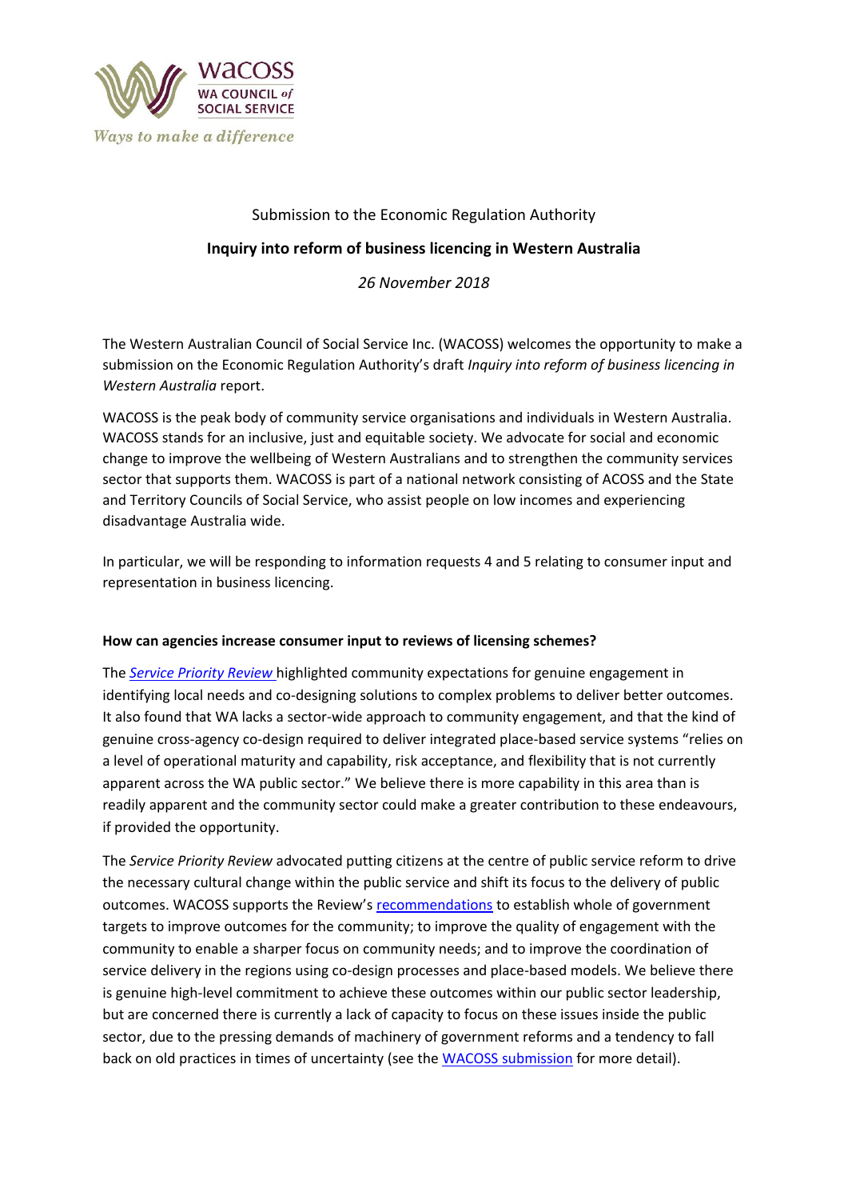WACOSS
WA COUNCIL of SOCIAL SERVICE
*Ways to make a difference*

Submission to the Economic Regulation Authority

**Inquiry into reform of business licencing in Western Australia**

*26 November 2018*

The Western Australian Council of Social Service Inc. (WACOSS) welcomes the opportunity to make a submission on the Economic Regulation Authority's draft *Inquiry into reform of business licencing in Western Australia* report.

WACOSS is the peak body of community service organisations and individuals in Western Australia. WACOSS stands for an inclusive, just and equitable society. We advocate for social and economic change to improve the wellbeing of Western Australians and to strengthen the community services sector that supports them. WACOSS is part of a national network consisting of ACOSS and the State and Territory Councils of Social Service, who assist people on low incomes and experiencing disadvantage Australia wide.

In particular, we will be responding to information requests 4 and 5 relating to consumer input and representation in business licencing.

**How can agencies increase consumer input to reviews of licensing schemes?**

The *Service Priority Review* highlighted community expectations for genuine engagement in identifying local needs and co-designing solutions to complex problems to deliver better outcomes. It also found that WA lacks a sector-wide approach to community engagement, and that the kind of genuine cross-agency co-design required to deliver integrated place-based service systems "relies on a level of operational maturity and capability, risk acceptance, and flexibility that is not currently apparent across the WA public sector." We believe there is more capability in this area than is readily apparent and the community sector could make a greater contribution to these endeavours, if provided the opportunity.

The *Service Priority Review* advocated putting citizens at the centre of public service reform to drive the necessary cultural change within the public service and shift its focus to the delivery of public outcomes. WACOSS supports the Review's recommendations to establish whole of government targets to improve outcomes for the community; to improve the quality of engagement with the community to enable a sharper focus on community needs; and to improve the coordination of service delivery in the regions using co-design processes and place-based models. We believe there is genuine high-level commitment to achieve these outcomes within our public sector leadership, but are concerned there is currently a lack of capacity to focus on these issues inside the public sector, due to the pressing demands of machinery of government reforms and a tendency to fall back on old practices in times of uncertainty (see the WACOSS submission for more detail).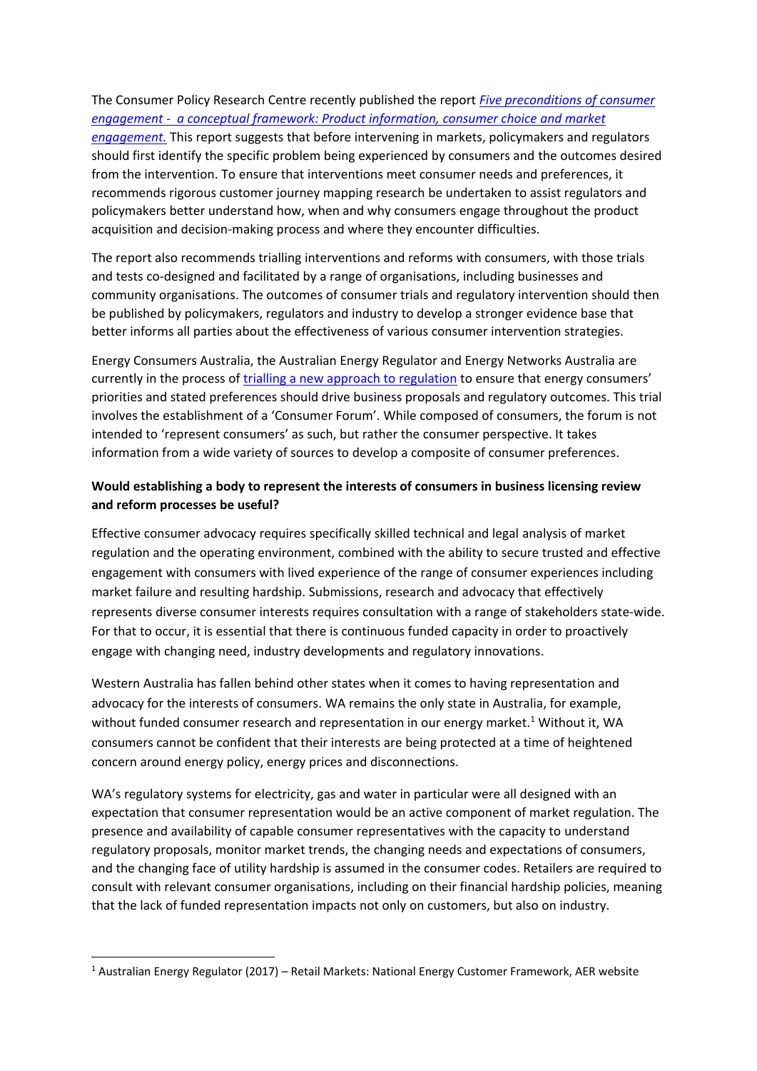The Consumer Policy Research Centre recently published the report *Five preconditions of consumer engagement - a conceptual framework: Product information, consumer choice and market engagement.* This report suggests that before intervening in markets, policymakers and regulators should first identify the specific problem being experienced by consumers and the outcomes desired from the intervention. To ensure that interventions meet consumer needs and preferences, it recommends rigorous customer journey mapping research be undertaken to assist regulators and policymakers better understand how, when and why consumers engage throughout the product acquisition and decision-making process and where they encounter difficulties.

The report also recommends trialling interventions and reforms with consumers, with those trials and tests co-designed and facilitated by a range of organisations, including businesses and community organisations. The outcomes of consumer trials and regulatory intervention should then be published by policymakers, regulators and industry to develop a stronger evidence base that better informs all parties about the effectiveness of various consumer intervention strategies.

Energy Consumers Australia, the Australian Energy Regulator and Energy Networks Australia are currently in the process of trialling a new approach to regulation to ensure that energy consumers' priorities and stated preferences should drive business proposals and regulatory outcomes. This trial involves the establishment of a 'Consumer Forum'. While composed of consumers, the forum is not intended to 'represent consumers' as such, but rather the consumer perspective. It takes information from a wide variety of sources to develop a composite of consumer preferences.

**Would establishing a body to represent the interests of consumers in business licensing review and reform processes be useful?**

Effective consumer advocacy requires specifically skilled technical and legal analysis of market regulation and the operating environment, combined with the ability to secure trusted and effective engagement with consumers with lived experience of the range of consumer experiences including market failure and resulting hardship. Submissions, research and advocacy that effectively represents diverse consumer interests requires consultation with a range of stakeholders state-wide. For that to occur, it is essential that there is continuous funded capacity in order to proactively engage with changing need, industry developments and regulatory innovations.

Western Australia has fallen behind other states when it comes to having representation and advocacy for the interests of consumers. WA remains the only state in Australia, for example, without funded consumer research and representation in our energy market.[1] Without it, WA consumers cannot be confident that their interests are being protected at a time of heightened concern around energy policy, energy prices and disconnections.

WA's regulatory systems for electricity, gas and water in particular were all designed with an expectation that consumer representation would be an active component of market regulation. The presence and availability of capable consumer representatives with the capacity to understand regulatory proposals, monitor market trends, the changing needs and expectations of consumers, and the changing face of utility hardship is assumed in the consumer codes. Retailers are required to consult with relevant consumer organisations, including on their financial hardship policies, meaning that the lack of funded representation impacts not only on customers, but also on industry.

[1] Australian Energy Regulator (2017) – Retail Markets: National Energy Customer Framework, AER website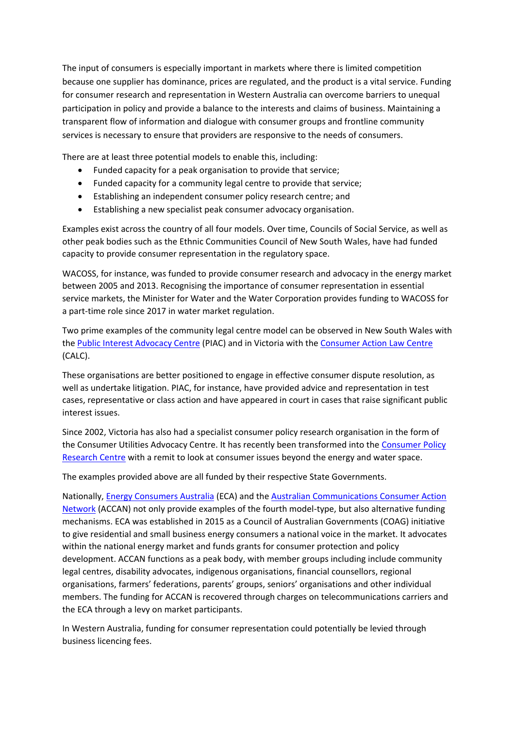The input of consumers is especially important in markets where there is limited competition because one supplier has dominance, prices are regulated, and the product is a vital service. Funding for consumer research and representation in Western Australia can overcome barriers to unequal participation in policy and provide a balance to the interests and claims of business. Maintaining a transparent flow of information and dialogue with consumer groups and frontline community services is necessary to ensure that providers are responsive to the needs of consumers.

There are at least three potential models to enable this, including:

- Funded capacity for a peak organisation to provide that service;
- Funded capacity for a community legal centre to provide that service;
- Establishing an independent consumer policy research centre; and
- Establishing a new specialist peak consumer advocacy organisation.

Examples exist across the country of all four models. Over time, Councils of Social Service, as well as other peak bodies such as the Ethnic Communities Council of New South Wales, have had funded capacity to provide consumer representation in the regulatory space.

WACOSS, for instance, was funded to provide consumer research and advocacy in the energy market between 2005 and 2013. Recognising the importance of consumer representation in essential service markets, the Minister for Water and the Water Corporation provides funding to WACOSS for a part-time role since 2017 in water market regulation.

Two prime examples of the community legal centre model can be observed in New South Wales with the Public Interest Advocacy Centre (PIAC) and in Victoria with the Consumer Action Law Centre (CALC).

These organisations are better positioned to engage in effective consumer dispute resolution, as well as undertake litigation. PIAC, for instance, have provided advice and representation in test cases, representative or class action and have appeared in court in cases that raise significant public interest issues.

Since 2002, Victoria has also had a specialist consumer policy research organisation in the form of the Consumer Utilities Advocacy Centre. It has recently been transformed into the Consumer Policy Research Centre with a remit to look at consumer issues beyond the energy and water space.

The examples provided above are all funded by their respective State Governments.

Nationally, Energy Consumers Australia (ECA) and the Australian Communications Consumer Action Network (ACCAN) not only provide examples of the fourth model-type, but also alternative funding mechanisms. ECA was established in 2015 as a Council of Australian Governments (COAG) initiative to give residential and small business energy consumers a national voice in the market. It advocates within the national energy market and funds grants for consumer protection and policy development. ACCAN functions as a peak body, with member groups including include community legal centres, disability advocates, indigenous organisations, financial counsellors, regional organisations, farmers' federations, parents' groups, seniors' organisations and other individual members. The funding for ACCAN is recovered through charges on telecommunications carriers and the ECA through a levy on market participants.

In Western Australia, funding for consumer representation could potentially be levied through business licencing fees.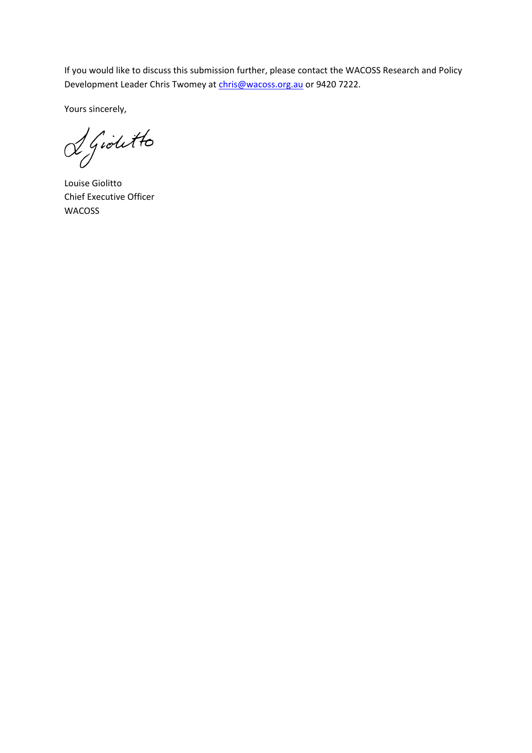If you would like to discuss this submission further, please contact the WACOSS Research and Policy Development Leader Chris Twomey at chris@wacoss.org.au or 9420 7222.

Yours sincerely,

Louise Giolitto
Chief Executive Officer
WACOSS